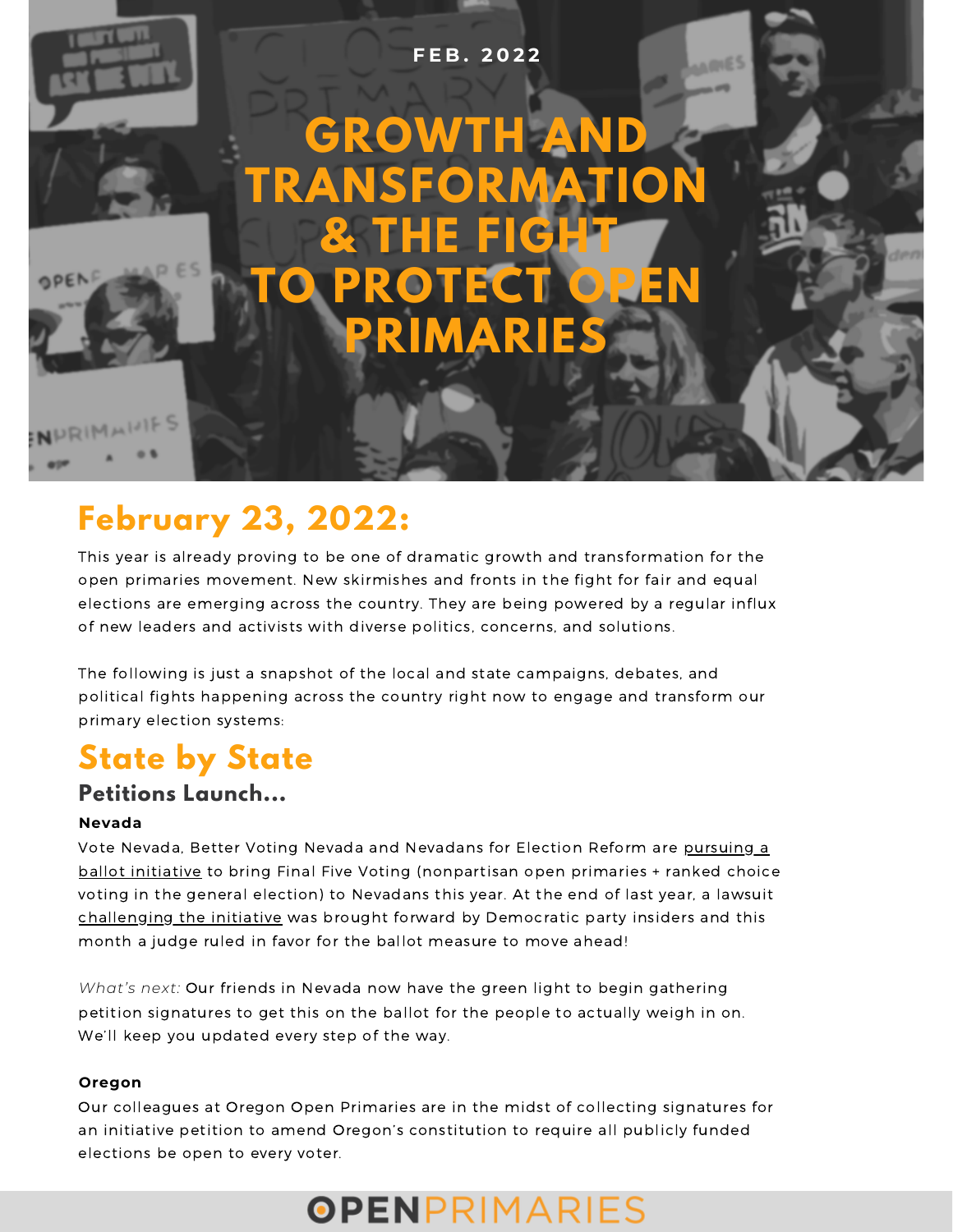FEB. 2022

# GROWTH AND TRANSFORMATION & THE FIGHT TO PROTECT OPEN PRIMARIES

## February 23, 2022:

This year is already proving to be one of dramatic growth and transformation for the open primaries movement. New skirmishes and fronts in the fight for fair and equal elections are emerging across the country. They are being powered by a regular influx of new leaders and activists with diverse politics, concerns, and solutions.

The following is just a snapshot of the local and state campaigns, debates, and political fights happening across the country right now to engage and transform our primary election systems:

## State by State

### Petitions Launch...

**Nevada**

Vote Nevada, Better Voting Nevada and Nevadans for Election Reform are pursuing a ballot initiative to bring Final Five Voting (nonpartisan open primaries + ranked choice voting in the general election) to Nevadans this year. At the end of last year, a lawsuit challenging the initiative was brought forward by Democratic party insiders and this month a judge ruled in favor for the ballot measure to move ahead!

*What's next:* Our friends in Nevada now have the green light to begin gathering petition signatures to get this on the ballot for the people to actually weigh in on. We'll keep you updated every step of the way.

**Oregon**

Our colleagues at Oregon Open Primaries are in the midst of collecting signatures for an initiative petition to amend Oregon's constitution to require all publicly funded elections be open to every voter.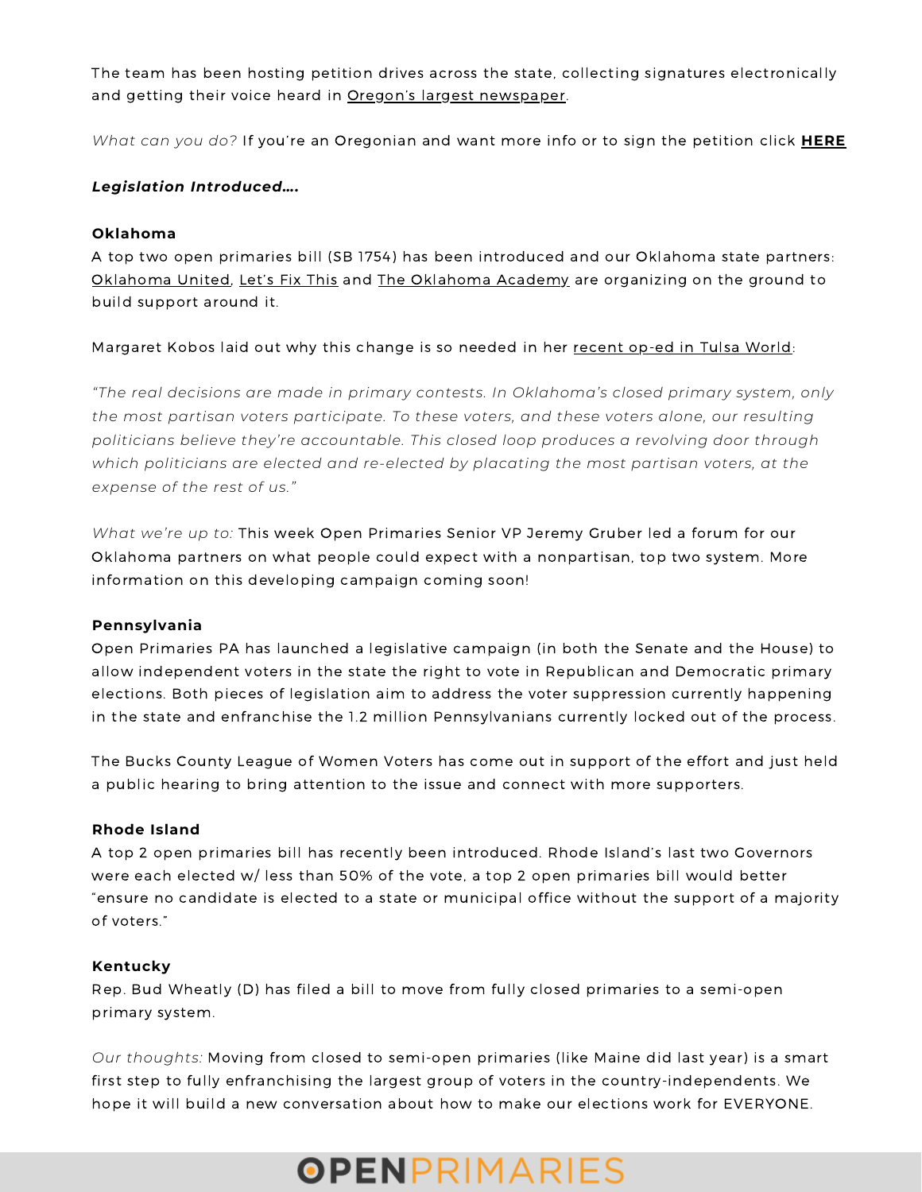The team has been hosting petition drives across the state, collecting signatures electronically and getting their voice heard in Oregon's largest newspaper.

*What can you do?* If you're an Oregonian and want more info or to sign the petition click **HERE**

***Legislation Introduced….***

**Oklahoma**

A top two open primaries bill (SB 1754) has been introduced and our Oklahoma state partners: Oklahoma United, Let's Fix This and The Oklahoma Academy are organizing on the ground to build support around it.

Margaret Kobos laid out why this change is so needed in her recent op-ed in Tulsa World:

*"The real decisions are made in primary contests. In Oklahoma's closed primary system, only the most partisan voters participate. To these voters, and these voters alone, our resulting politicians believe they're accountable. This closed loop produces a revolving door through which politicians are elected and re-elected by placating the most partisan voters, at the expense of the rest of us."*

*What we're up to:* This week Open Primaries Senior VP Jeremy Gruber led a forum for our Oklahoma partners on what people could expect with a nonpartisan, top two system. More information on this developing campaign coming soon!

**Pennsylvania**

Open Primaries PA has launched a legislative campaign (in both the Senate and the House) to allow independent voters in the state the right to vote in Republican and Democratic primary elections. Both pieces of legislation aim to address the voter suppression currently happening in the state and enfranchise the 1.2 million Pennsylvanians currently locked out of the process.

The Bucks County League of Women Voters has come out in support of the effort and just held a public hearing to bring attention to the issue and connect with more supporters.

**Rhode Island**

A top 2 open primaries bill has recently been introduced. Rhode Island's last two Governors were each elected w/ less than 50% of the vote, a top 2 open primaries bill would better "ensure no candidate is elected to a state or municipal office without the support of a majority of voters."

**Kentucky**

Rep. Bud Wheatly (D) has filed a bill to move from fully closed primaries to a semi-open primary system.

*Our thoughts:* Moving from closed to semi-open primaries (like Maine did last year) is a smart first step to fully enfranchising the largest group of voters in the country-independents. We hope it will build a new conversation about how to make our elections work for EVERYONE.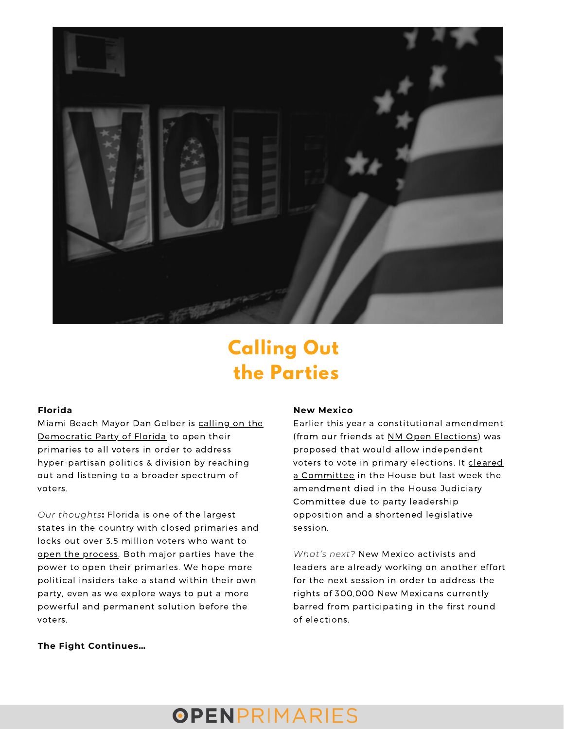# Calling Out the Parties

**Florida**

Miami Beach Mayor Dan Gelber is calling on the Democratic Party of Florida to open their primaries to all voters in order to address hyper-partisan politics & division by reaching out and listening to a broader spectrum of voters.

*Our thoughts***:** Florida is one of the largest states in the country with closed primaries and locks out over 3.5 million voters who want to open the process. Both major parties have the power to open their primaries. We hope more political insiders take a stand within their own party, even as we explore ways to put a more powerful and permanent solution before the voters.

**The Fight Continues...**

**New Mexico**

Earlier this year a constitutional amendment (from our friends at NM Open Elections) was proposed that would allow independent voters to vote in primary elections. It cleared a Committee in the House but last week the amendment died in the House Judiciary Committee due to party leadership opposition and a shortened legislative session.

*What's next?* New Mexico activists and leaders are already working on another effort for the next session in order to address the rights of 300,000 New Mexicans currently barred from participating in the first round of elections.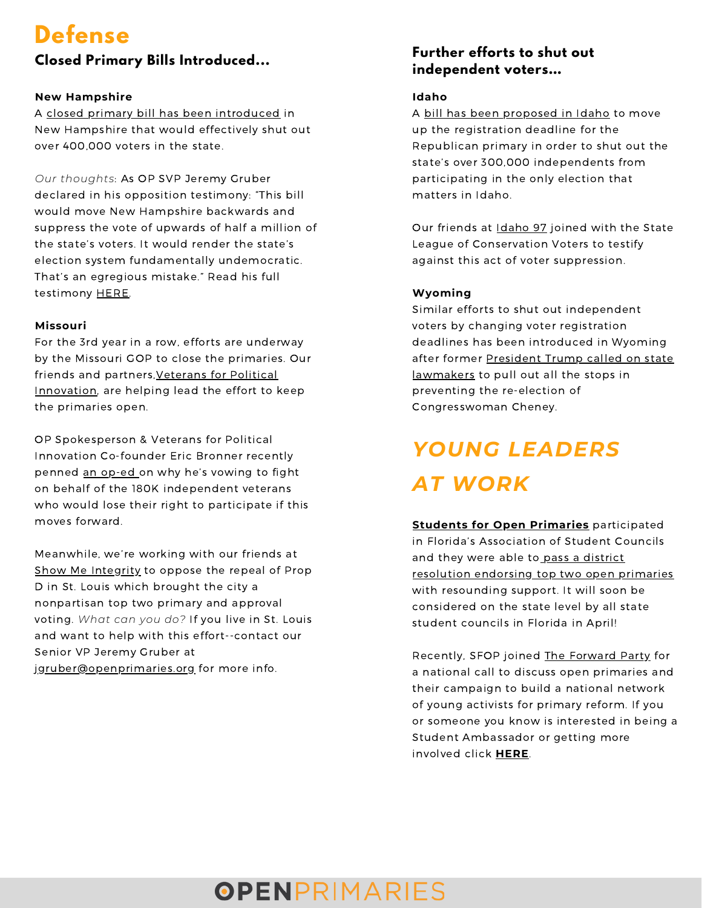# Defense

## Closed Primary Bills Introduced...

**New Hampshire**

A closed primary bill has been introduced in New Hampshire that would effectively shut out over 400,000 voters in the state.

*Our thoughts*: As OP SVP Jeremy Gruber declared in his opposition testimony: "This bill would move New Hampshire backwards and suppress the vote of upwards of half a million of the state's voters. It would render the state's election system fundamentally undemocratic. That's an egregious mistake." Read his full testimony HERE.

**Missouri**

For the 3rd year in a row, efforts are underway by the Missouri GOP to close the primaries. Our friends and partners,Veterans for Political Innovation, are helping lead the effort to keep the primaries open.

OP Spokesperson & Veterans for Political Innovation Co-founder Eric Bronner recently penned an op-ed on why he's vowing to fight on behalf of the 180K independent veterans who would lose their right to participate if this moves forward.

Meanwhile, we're working with our friends at Show Me Integrity to oppose the repeal of Prop D in St. Louis which brought the city a nonpartisan top two primary and approval voting. *What can you do?* If you live in St. Louis and want to help with this effort--contact our Senior VP Jeremy Gruber at jgruber@openprimaries.org for more info.

## Further efforts to shut out independent voters...

**Idaho**

A bill has been proposed in Idaho to move up the registration deadline for the Republican primary in order to shut out the state's over 300,000 independents from participating in the only election that matters in Idaho.

Our friends at Idaho 97 joined with the State League of Conservation Voters to testify against this act of voter suppression.

**Wyoming**

Similar efforts to shut out independent voters by changing voter registration deadlines has been introduced in Wyoming after former President Trump called on state lawmakers to pull out all the stops in preventing the re-election of Congresswoman Cheney.

# *YOUNG LEADERS AT WORK*

**Students for Open Primaries** participated in Florida's Association of Student Councils and they were able to pass a district resolution endorsing top two open primaries with resounding support. It will soon be considered on the state level by all state student councils in Florida in April!

Recently, SFOP joined The Forward Party for a national call to discuss open primaries and their campaign to build a national network of young activists for primary reform. If you or someone you know is interested in being a Student Ambassador or getting more involved click **HERE**.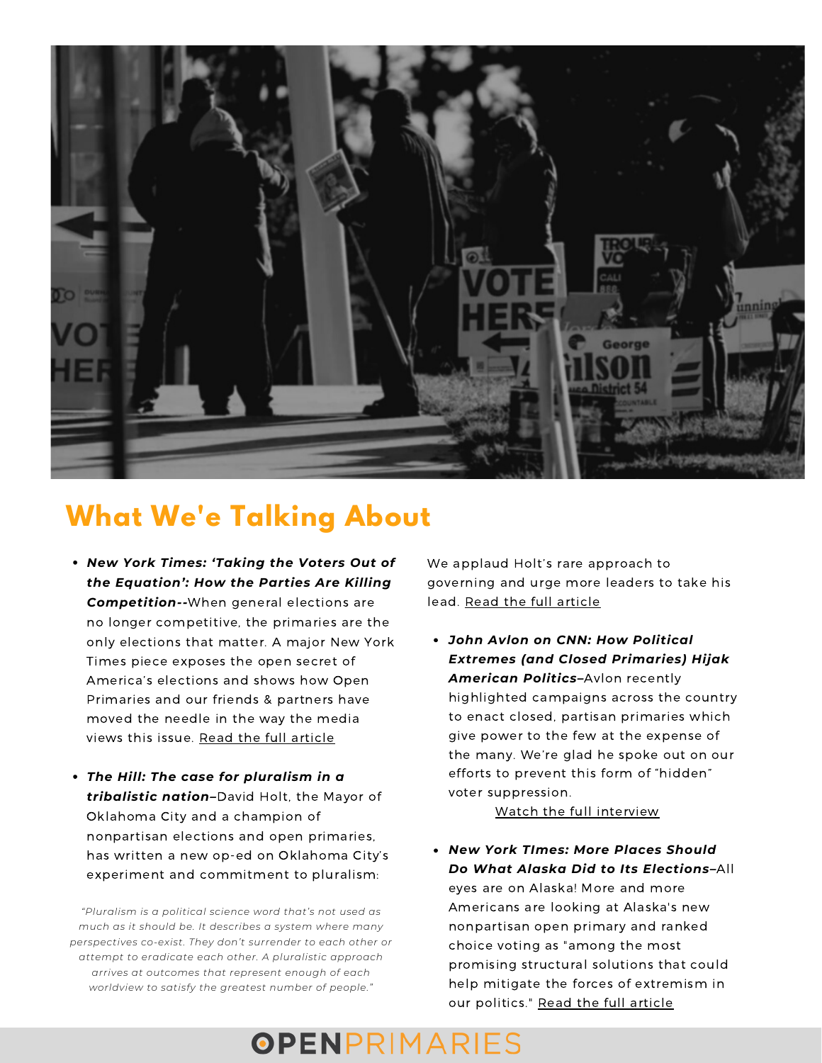## What We'e Talking About

- ***New York Times: 'Taking the Voters Out of the Equation': How the Parties Are Killing Competition***--When general elections are no longer competitive, the primaries are the only elections that matter. A major New York Times piece exposes the open secret of America's elections and shows how Open Primaries and our friends & partners have moved the needle in the way the media views this issue. Read the full article

- ***The Hill: The case for pluralism in a tribalistic nation***–David Holt, the Mayor of Oklahoma City and a champion of nonpartisan elections and open primaries, has written a new op-ed on Oklahoma City's experiment and commitment to pluralism:

*"Pluralism is a political science word that's not used as much as it should be. It describes a system where many perspectives co-exist. They don't surrender to each other or attempt to eradicate each other. A pluralistic approach arrives at outcomes that represent enough of each worldview to satisfy the greatest number of people."*

We applaud Holt's rare approach to governing and urge more leaders to take his lead. Read the full article

- ***John Avlon on CNN: How Political Extremes (and Closed Primaries) Hijak American Politics***–Avlon recently highlighted campaigns across the country to enact closed, partisan primaries which give power to the few at the expense of the many. We're glad he spoke out on our efforts to prevent this form of "hidden" voter suppression.
Watch the full interview

- ***New York TImes: More Places Should Do What Alaska Did to Its Elections***–All eyes are on Alaska! More and more Americans are looking at Alaska's new nonpartisan open primary and ranked choice voting as "among the most promising structural solutions that could help mitigate the forces of extremism in our politics." Read the full article

OPENPRIMARIES